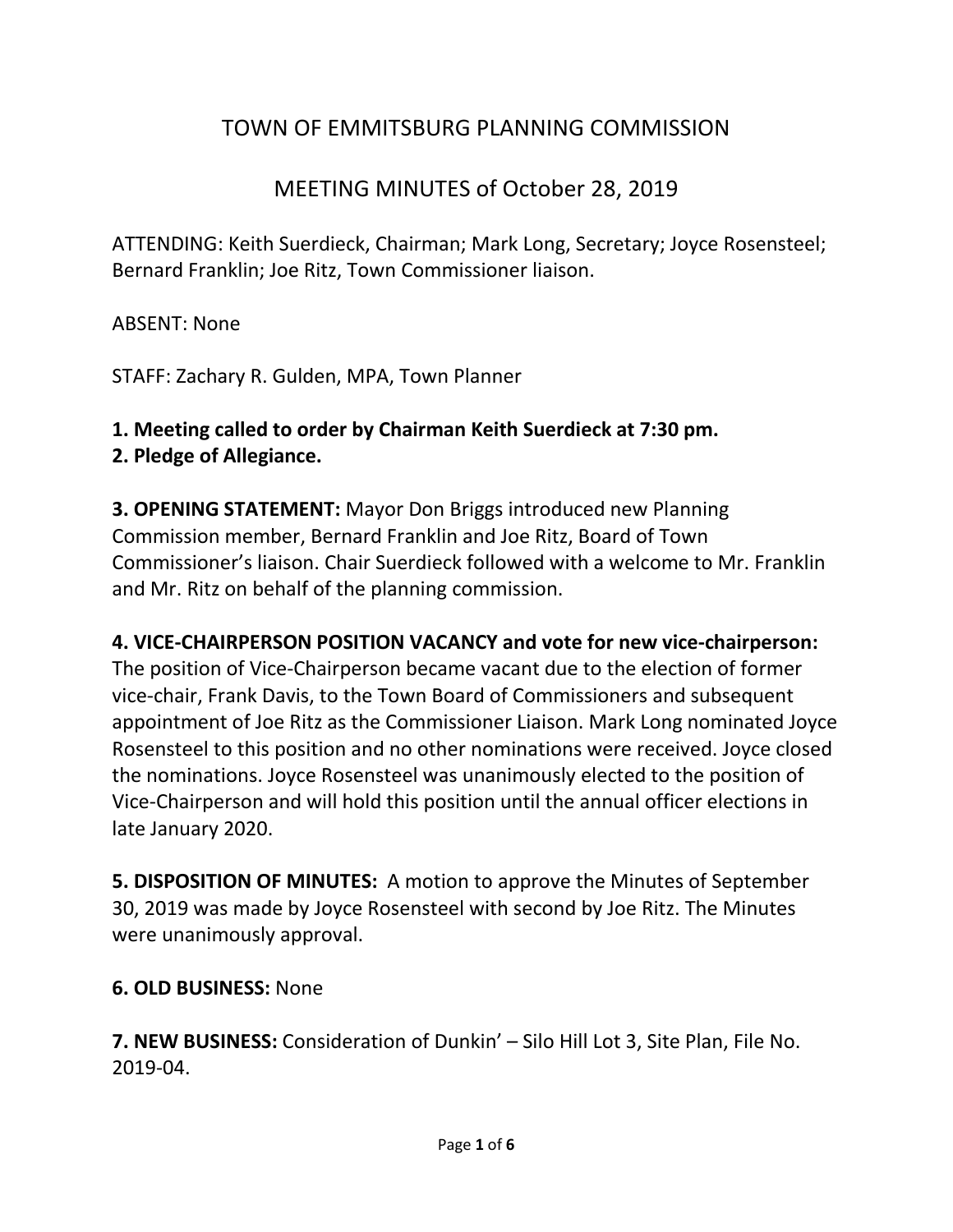# TOWN OF EMMITSBURG PLANNING COMMISSION

## MEETING MINUTES of October 28, 2019

ATTENDING: Keith Suerdieck, Chairman; Mark Long, Secretary; Joyce Rosensteel; Bernard Franklin; Joe Ritz, Town Commissioner liaison.

ABSENT: None

STAFF: Zachary R. Gulden, MPA, Town Planner

**1. Meeting called to order by Chairman Keith Suerdieck at 7:30 pm.**
**2. Pledge of Allegiance.**

**3. OPENING STATEMENT:** Mayor Don Briggs introduced new Planning Commission member, Bernard Franklin and Joe Ritz, Board of Town Commissioner's liaison. Chair Suerdieck followed with a welcome to Mr. Franklin and Mr. Ritz on behalf of the planning commission.

**4. VICE-CHAIRPERSON POSITION VACANCY and vote for new vice-chairperson:** The position of Vice-Chairperson became vacant due to the election of former vice-chair, Frank Davis, to the Town Board of Commissioners and subsequent appointment of Joe Ritz as the Commissioner Liaison. Mark Long nominated Joyce Rosensteel to this position and no other nominations were received. Joyce closed the nominations. Joyce Rosensteel was unanimously elected to the position of Vice-Chairperson and will hold this position until the annual officer elections in late January 2020.

**5. DISPOSITION OF MINUTES:** A motion to approve the Minutes of September 30, 2019 was made by Joyce Rosensteel with second by Joe Ritz. The Minutes were unanimously approval.

**6. OLD BUSINESS:** None

**7. NEW BUSINESS:** Consideration of Dunkin' – Silo Hill Lot 3, Site Plan, File No. 2019-04.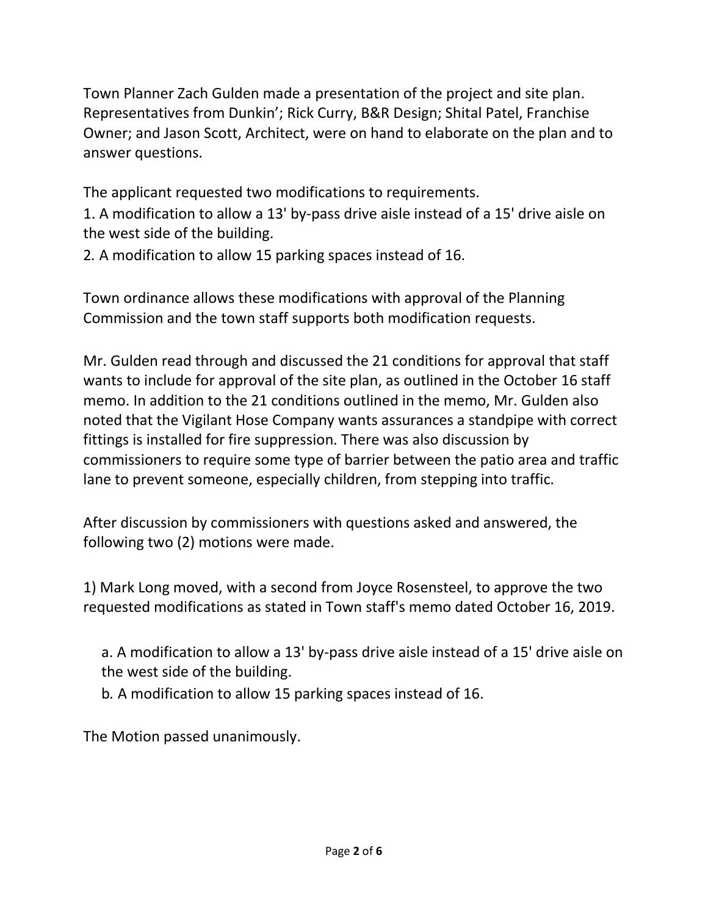Town Planner Zach Gulden made a presentation of the project and site plan. Representatives from Dunkin'; Rick Curry, B&R Design; Shital Patel, Franchise Owner; and Jason Scott, Architect, were on hand to elaborate on the plan and to answer questions.

The applicant requested two modifications to requirements.
1. A modification to allow a 13' by-pass drive aisle instead of a 15' drive aisle on the west side of the building.
2. A modification to allow 15 parking spaces instead of 16.

Town ordinance allows these modifications with approval of the Planning Commission and the town staff supports both modification requests.

Mr. Gulden read through and discussed the 21 conditions for approval that staff wants to include for approval of the site plan, as outlined in the October 16 staff memo. In addition to the 21 conditions outlined in the memo, Mr. Gulden also noted that the Vigilant Hose Company wants assurances a standpipe with correct fittings is installed for fire suppression. There was also discussion by commissioners to require some type of barrier between the patio area and traffic lane to prevent someone, especially children, from stepping into traffic.

After discussion by commissioners with questions asked and answered, the following two (2) motions were made.

1) Mark Long moved, with a second from Joyce Rosensteel, to approve the two requested modifications as stated in Town staff's memo dated October 16, 2019.

   a. A modification to allow a 13' by-pass drive aisle instead of a 15' drive aisle on the west side of the building.
   b. A modification to allow 15 parking spaces instead of 16.

The Motion passed unanimously.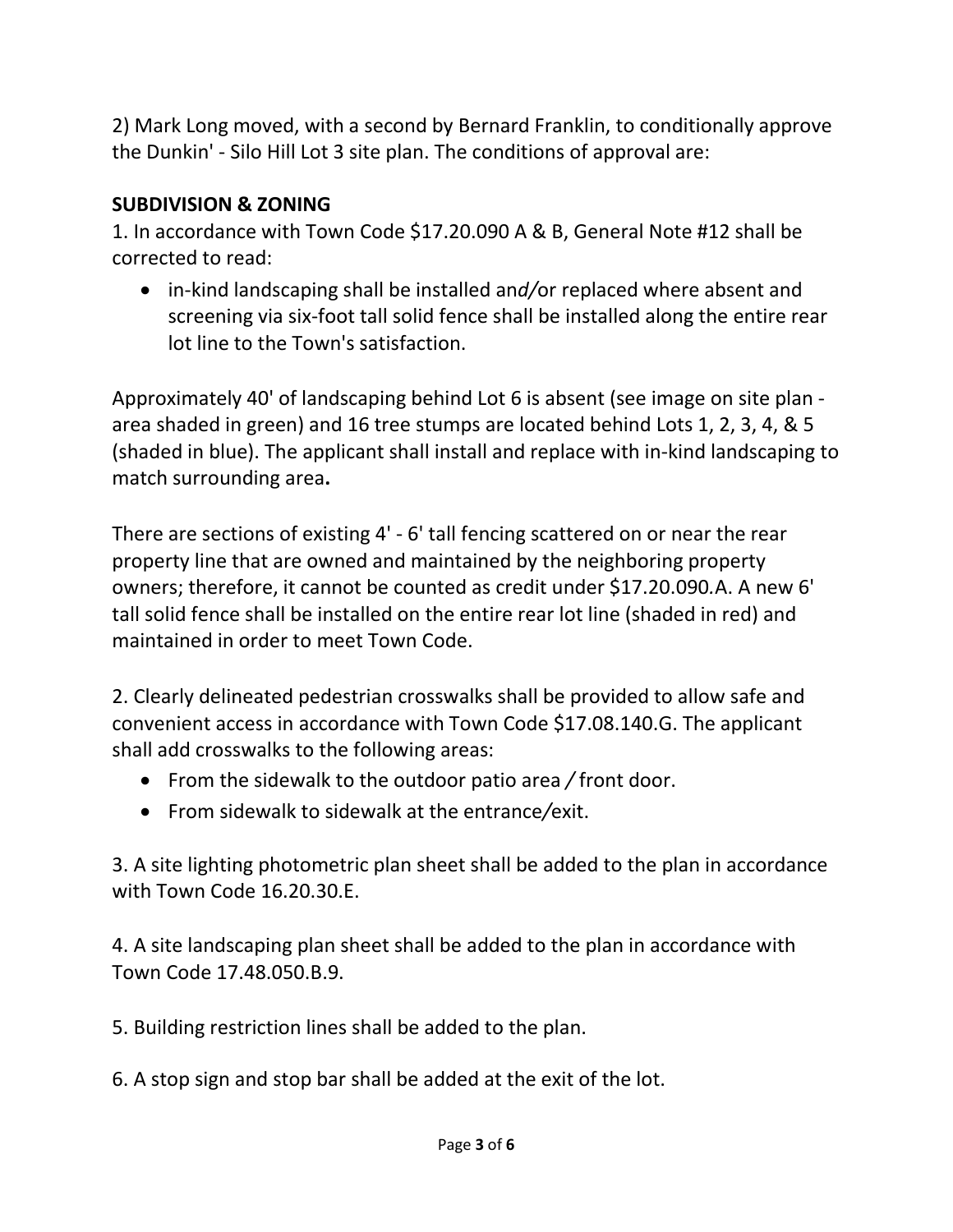2) Mark Long moved, with a second by Bernard Franklin, to conditionally approve the Dunkin' - Silo Hill Lot 3 site plan. The conditions of approval are:

**SUBDIVISION & ZONING**

1. In accordance with Town Code $17.20.090 A & B, General Note #12 shall be corrected to read:

- in-kind landscaping shall be installed and/or replaced where absent and screening via six-foot tall solid fence shall be installed along the entire rear lot line to the Town's satisfaction.

Approximately 40' of landscaping behind Lot 6 is absent (see image on site plan - area shaded in green) and 16 tree stumps are located behind Lots 1, 2, 3, 4, & 5 (shaded in blue). The applicant shall install and replace with in-kind landscaping to match surrounding area**.**

There are sections of existing 4' - 6' tall fencing scattered on or near the rear property line that are owned and maintained by the neighboring property owners; therefore, it cannot be counted as credit under $17.20.090.A. A new 6' tall solid fence shall be installed on the entire rear lot line (shaded in red) and maintained in order to meet Town Code.

2. Clearly delineated pedestrian crosswalks shall be provided to allow safe and convenient access in accordance with Town Code $17.08.140.G. The applicant shall add crosswalks to the following areas:

- From the sidewalk to the outdoor patio area / front door.
- From sidewalk to sidewalk at the entrance/exit.

3. A site lighting photometric plan sheet shall be added to the plan in accordance with Town Code 16.20.30.E.

4. A site landscaping plan sheet shall be added to the plan in accordance with Town Code 17.48.050.B.9.

5. Building restriction lines shall be added to the plan.

6. A stop sign and stop bar shall be added at the exit of the lot.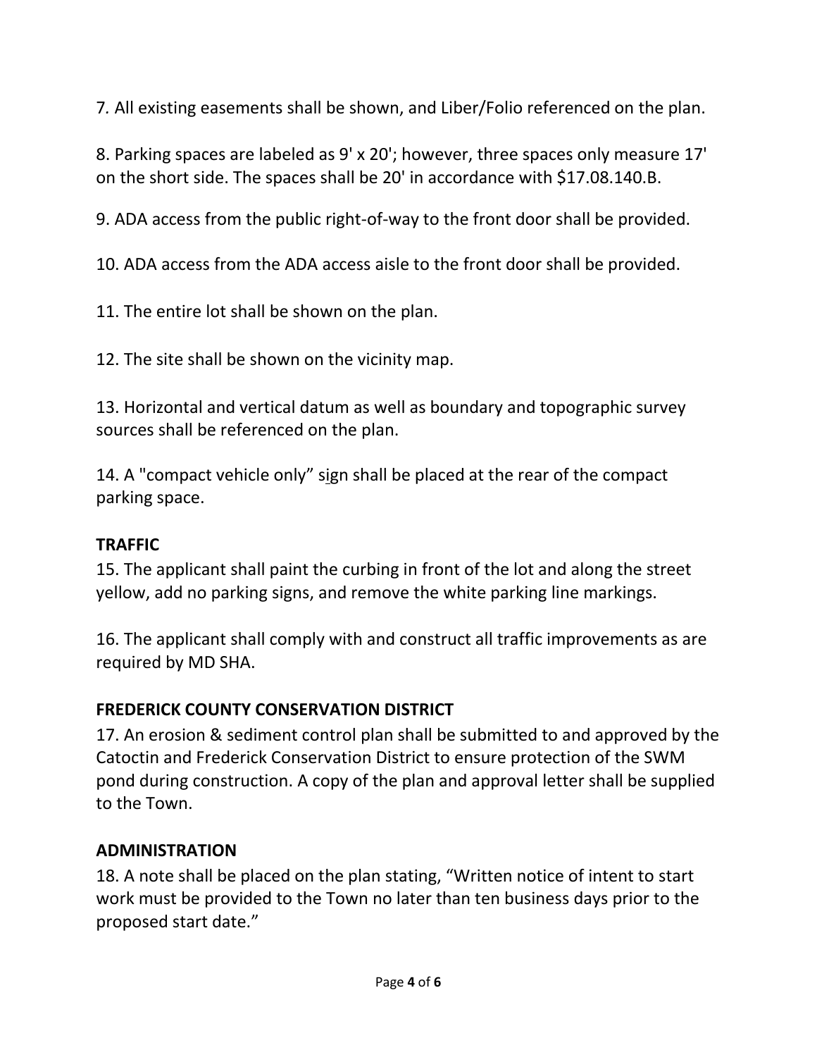7. All existing easements shall be shown, and Liber/Folio referenced on the plan.

8. Parking spaces are labeled as 9' x 20'; however, three spaces only measure 17' on the short side. The spaces shall be 20' in accordance with $17.08.140.B.

9. ADA access from the public right-of-way to the front door shall be provided.

10. ADA access from the ADA access aisle to the front door shall be provided.

11. The entire lot shall be shown on the plan.

12. The site shall be shown on the vicinity map.

13. Horizontal and vertical datum as well as boundary and topographic survey sources shall be referenced on the plan.

14. A "compact vehicle only" sign shall be placed at the rear of the compact parking space.

**TRAFFIC**

15. The applicant shall paint the curbing in front of the lot and along the street yellow, add no parking signs, and remove the white parking line markings.

16. The applicant shall comply with and construct all traffic improvements as are required by MD SHA.

**FREDERICK COUNTY CONSERVATION DISTRICT**

17. An erosion & sediment control plan shall be submitted to and approved by the Catoctin and Frederick Conservation District to ensure protection of the SWM pond during construction. A copy of the plan and approval letter shall be supplied to the Town.

**ADMINISTRATION**

18. A note shall be placed on the plan stating, "Written notice of intent to start work must be provided to the Town no later than ten business days prior to the proposed start date."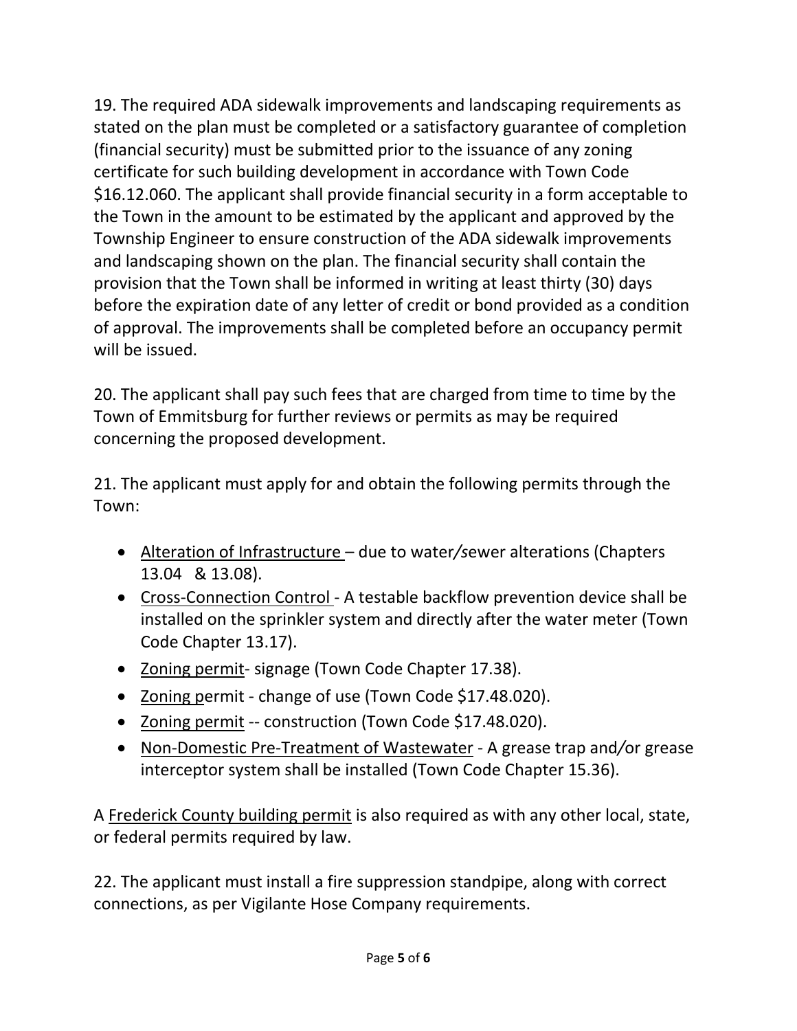19. The required ADA sidewalk improvements and landscaping requirements as stated on the plan must be completed or a satisfactory guarantee of completion (financial security) must be submitted prior to the issuance of any zoning certificate for such building development in accordance with Town Code $16.12.060. The applicant shall provide financial security in a form acceptable to the Town in the amount to be estimated by the applicant and approved by the Township Engineer to ensure construction of the ADA sidewalk improvements and landscaping shown on the plan. The financial security shall contain the provision that the Town shall be informed in writing at least thirty (30) days before the expiration date of any letter of credit or bond provided as a condition of approval. The improvements shall be completed before an occupancy permit will be issued.

20. The applicant shall pay such fees that are charged from time to time by the Town of Emmitsburg for further reviews or permits as may be required concerning the proposed development.

21. The applicant must apply for and obtain the following permits through the Town:

- Alteration of Infrastructure – due to water/sewer alterations (Chapters 13.04 & 13.08).
- Cross-Connection Control - A testable backflow prevention device shall be installed on the sprinkler system and directly after the water meter (Town Code Chapter 13.17).
- Zoning permit- signage (Town Code Chapter 17.38).
- Zoning permit - change of use (Town Code $17.48.020).
- Zoning permit -- construction (Town Code $17.48.020).
- Non-Domestic Pre-Treatment of Wastewater - A grease trap and/or grease interceptor system shall be installed (Town Code Chapter 15.36).

A Frederick County building permit is also required as with any other local, state, or federal permits required by law.

22. The applicant must install a fire suppression standpipe, along with correct connections, as per Vigilante Hose Company requirements.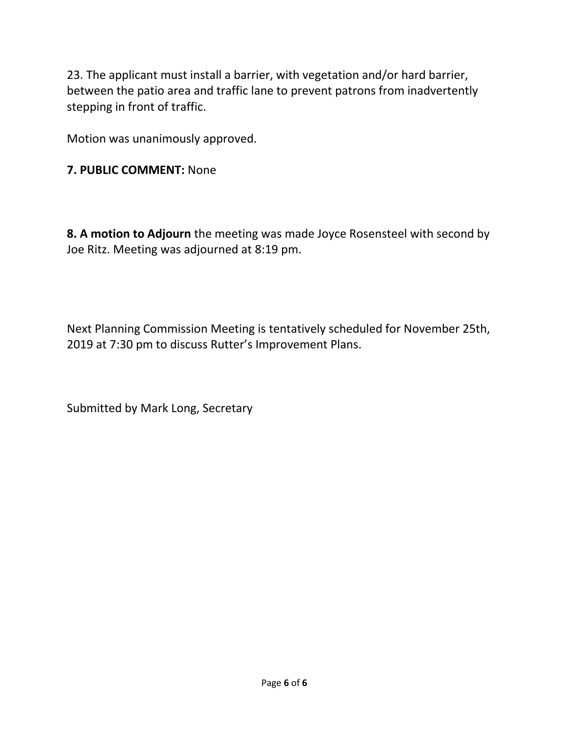23. The applicant must install a barrier, with vegetation and/or hard barrier, between the patio area and traffic lane to prevent patrons from inadvertently stepping in front of traffic.

Motion was unanimously approved.

**7. PUBLIC COMMENT:** None

**8. A motion to Adjourn** the meeting was made Joyce Rosensteel with second by Joe Ritz. Meeting was adjourned at 8:19 pm.

Next Planning Commission Meeting is tentatively scheduled for November 25th, 2019 at 7:30 pm to discuss Rutter's Improvement Plans.

Submitted by Mark Long, Secretary